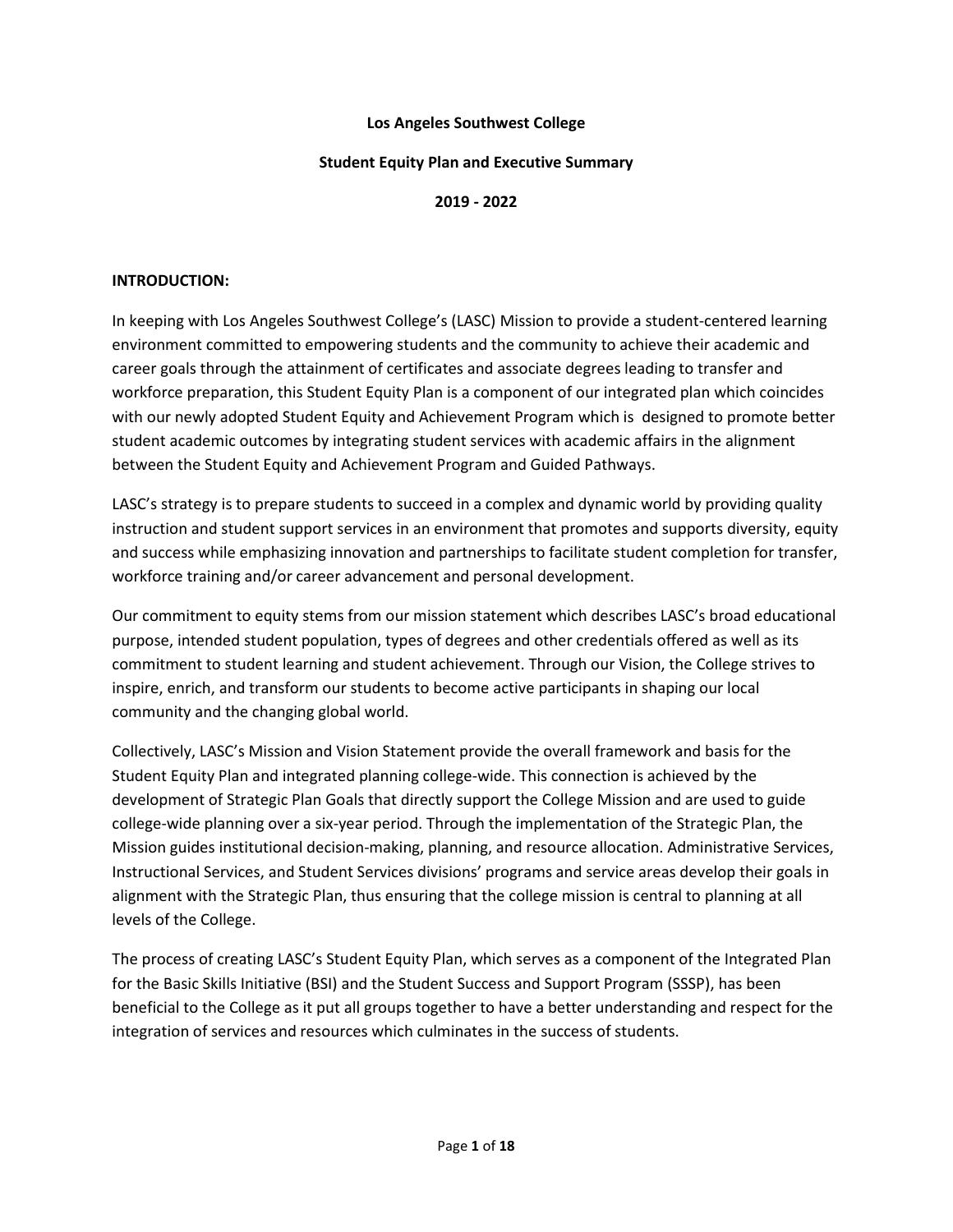**Los Angeles Southwest College**

**Student Equity Plan and Executive Summary**

**2019 - 2022**

**INTRODUCTION:**

In keeping with Los Angeles Southwest College's (LASC) Mission to provide a student-centered learning environment committed to empowering students and the community to achieve their academic and career goals through the attainment of certificates and associate degrees leading to transfer and workforce preparation, this Student Equity Plan is a component of our integrated plan which coincides with our newly adopted Student Equity and Achievement Program which is designed to promote better student academic outcomes by integrating student services with academic affairs in the alignment between the Student Equity and Achievement Program and Guided Pathways.

LASC's strategy is to prepare students to succeed in a complex and dynamic world by providing quality instruction and student support services in an environment that promotes and supports diversity, equity and success while emphasizing innovation and partnerships to facilitate student completion for transfer, workforce training and/or career advancement and personal development.

Our commitment to equity stems from our mission statement which describes LASC's broad educational purpose, intended student population, types of degrees and other credentials offered as well as its commitment to student learning and student achievement. Through our Vision, the College strives to inspire, enrich, and transform our students to become active participants in shaping our local community and the changing global world.

Collectively, LASC's Mission and Vision Statement provide the overall framework and basis for the Student Equity Plan and integrated planning college-wide. This connection is achieved by the development of Strategic Plan Goals that directly support the College Mission and are used to guide college-wide planning over a six-year period. Through the implementation of the Strategic Plan, the Mission guides institutional decision-making, planning, and resource allocation. Administrative Services, Instructional Services, and Student Services divisions' programs and service areas develop their goals in alignment with the Strategic Plan, thus ensuring that the college mission is central to planning at all levels of the College.

The process of creating LASC's Student Equity Plan, which serves as a component of the Integrated Plan for the Basic Skills Initiative (BSI) and the Student Success and Support Program (SSSP), has been beneficial to the College as it put all groups together to have a better understanding and respect for the integration of services and resources which culminates in the success of students.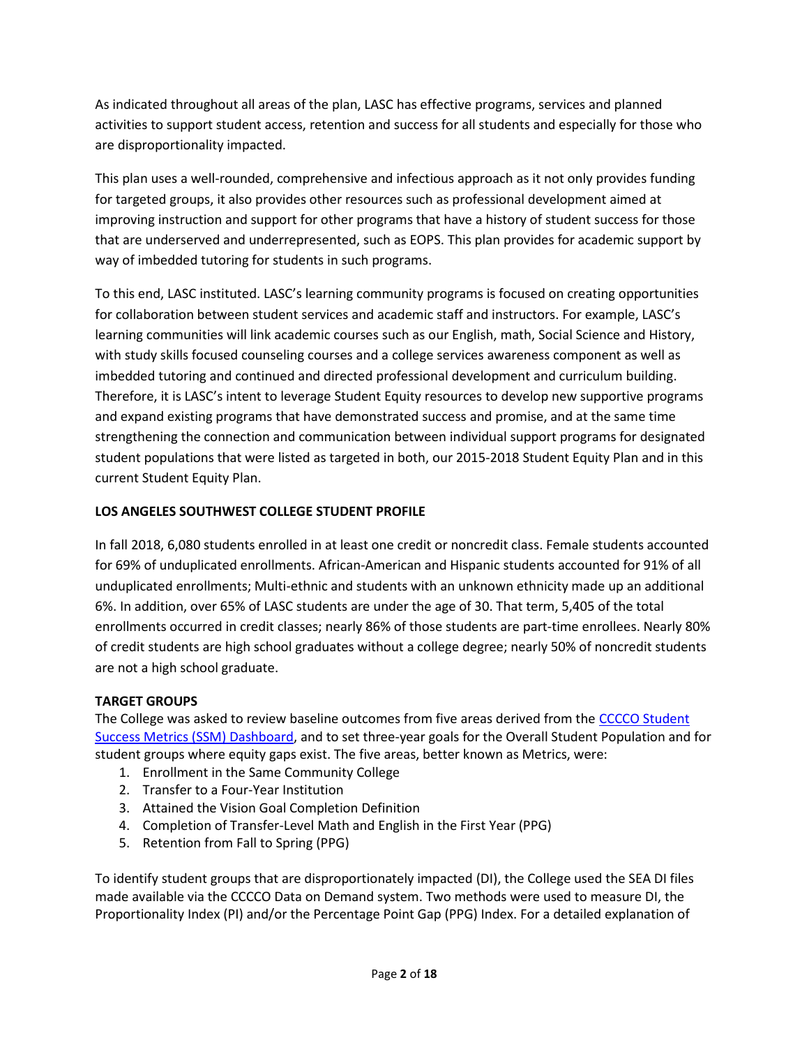As indicated throughout all areas of the plan, LASC has effective programs, services and planned activities to support student access, retention and success for all students and especially for those who are disproportionality impacted.

This plan uses a well-rounded, comprehensive and infectious approach as it not only provides funding for targeted groups, it also provides other resources such as professional development aimed at improving instruction and support for other programs that have a history of student success for those that are underserved and underrepresented, such as EOPS. This plan provides for academic support by way of imbedded tutoring for students in such programs.

To this end, LASC instituted. LASC's learning community programs is focused on creating opportunities for collaboration between student services and academic staff and instructors. For example, LASC's learning communities will link academic courses such as our English, math, Social Science and History, with study skills focused counseling courses and a college services awareness component as well as imbedded tutoring and continued and directed professional development and curriculum building. Therefore, it is LASC's intent to leverage Student Equity resources to develop new supportive programs and expand existing programs that have demonstrated success and promise, and at the same time strengthening the connection and communication between individual support programs for designated student populations that were listed as targeted in both, our 2015-2018 Student Equity Plan and in this current Student Equity Plan.

**LOS ANGELES SOUTHWEST COLLEGE STUDENT PROFILE**

In fall 2018, 6,080 students enrolled in at least one credit or noncredit class. Female students accounted for 69% of unduplicated enrollments. African-American and Hispanic students accounted for 91% of all unduplicated enrollments; Multi-ethnic and students with an unknown ethnicity made up an additional 6%. In addition, over 65% of LASC students are under the age of 30. That term, 5,405 of the total enrollments occurred in credit classes; nearly 86% of those students are part-time enrollees. Nearly 80% of credit students are high school graduates without a college degree; nearly 50% of noncredit students are not a high school graduate.

**TARGET GROUPS**

The College was asked to review baseline outcomes from five areas derived from the CCCCO Student Success Metrics (SSM) Dashboard, and to set three-year goals for the Overall Student Population and for student groups where equity gaps exist. The five areas, better known as Metrics, were:

1. Enrollment in the Same Community College
2. Transfer to a Four-Year Institution
3. Attained the Vision Goal Completion Definition
4. Completion of Transfer-Level Math and English in the First Year (PPG)
5. Retention from Fall to Spring (PPG)

To identify student groups that are disproportionately impacted (DI), the College used the SEA DI files made available via the CCCCO Data on Demand system. Two methods were used to measure DI, the Proportionality Index (PI) and/or the Percentage Point Gap (PPG) Index. For a detailed explanation of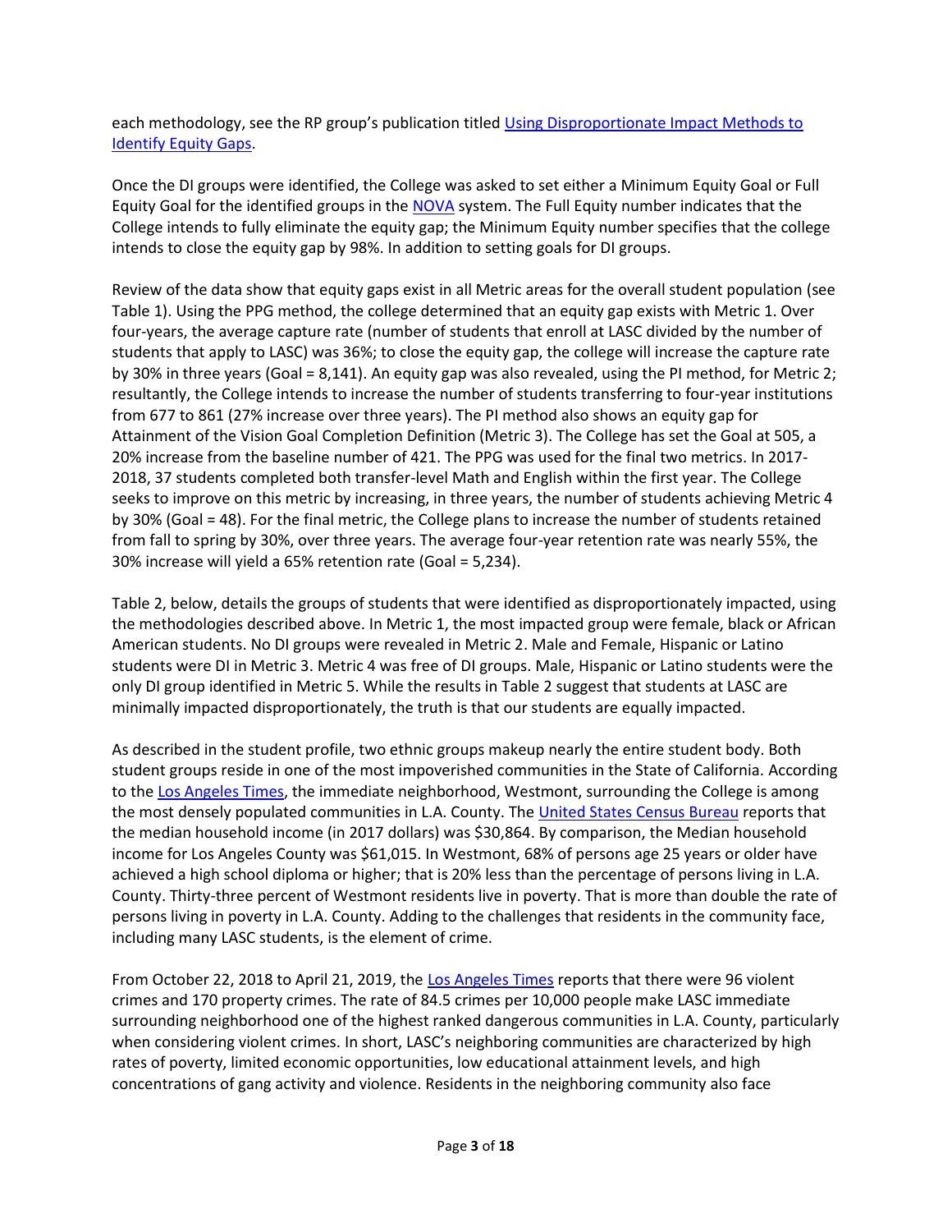each methodology, see the RP group's publication titled [Using Disproportionate Impact Methods to Identify Equity Gaps]().

Once the DI groups were identified, the College was asked to set either a Minimum Equity Goal or Full Equity Goal for the identified groups in the [NOVA]() system. The Full Equity number indicates that the College intends to fully eliminate the equity gap; the Minimum Equity number specifies that the college intends to close the equity gap by 98%. In addition to setting goals for DI groups.

Review of the data show that equity gaps exist in all Metric areas for the overall student population (see Table 1). Using the PPG method, the college determined that an equity gap exists with Metric 1. Over four-years, the average capture rate (number of students that enroll at LASC divided by the number of students that apply to LASC) was 36%; to close the equity gap, the college will increase the capture rate by 30% in three years (Goal = 8,141). An equity gap was also revealed, using the PI method, for Metric 2; resultantly, the College intends to increase the number of students transferring to four-year institutions from 677 to 861 (27% increase over three years). The PI method also shows an equity gap for Attainment of the Vision Goal Completion Definition (Metric 3). The College has set the Goal at 505, a 20% increase from the baseline number of 421. The PPG was used for the final two metrics. In 2017-2018, 37 students completed both transfer-level Math and English within the first year. The College seeks to improve on this metric by increasing, in three years, the number of students achieving Metric 4 by 30% (Goal = 48). For the final metric, the College plans to increase the number of students retained from fall to spring by 30%, over three years. The average four-year retention rate was nearly 55%, the 30% increase will yield a 65% retention rate (Goal = 5,234).

Table 2, below, details the groups of students that were identified as disproportionately impacted, using the methodologies described above. In Metric 1, the most impacted group were female, black or African American students. No DI groups were revealed in Metric 2. Male and Female, Hispanic or Latino students were DI in Metric 3. Metric 4 was free of DI groups. Male, Hispanic or Latino students were the only DI group identified in Metric 5. While the results in Table 2 suggest that students at LASC are minimally impacted disproportionately, the truth is that our students are equally impacted.

As described in the student profile, two ethnic groups makeup nearly the entire student body. Both student groups reside in one of the most impoverished communities in the State of California. According to the [Los Angeles Times](), the immediate neighborhood, Westmont, surrounding the College is among the most densely populated communities in L.A. County. The [United States Census Bureau]() reports that the median household income (in 2017 dollars) was $30,864. By comparison, the Median household income for Los Angeles County was $61,015. In Westmont, 68% of persons age 25 years or older have achieved a high school diploma or higher; that is 20% less than the percentage of persons living in L.A. County. Thirty-three percent of Westmont residents live in poverty. That is more than double the rate of persons living in poverty in L.A. County. Adding to the challenges that residents in the community face, including many LASC students, is the element of crime.

From October 22, 2018 to April 21, 2019, the [Los Angeles Times]() reports that there were 96 violent crimes and 170 property crimes. The rate of 84.5 crimes per 10,000 people make LASC immediate surrounding neighborhood one of the highest ranked dangerous communities in L.A. County, particularly when considering violent crimes. In short, LASC's neighboring communities are characterized by high rates of poverty, limited economic opportunities, low educational attainment levels, and high concentrations of gang activity and violence. Residents in the neighboring community also face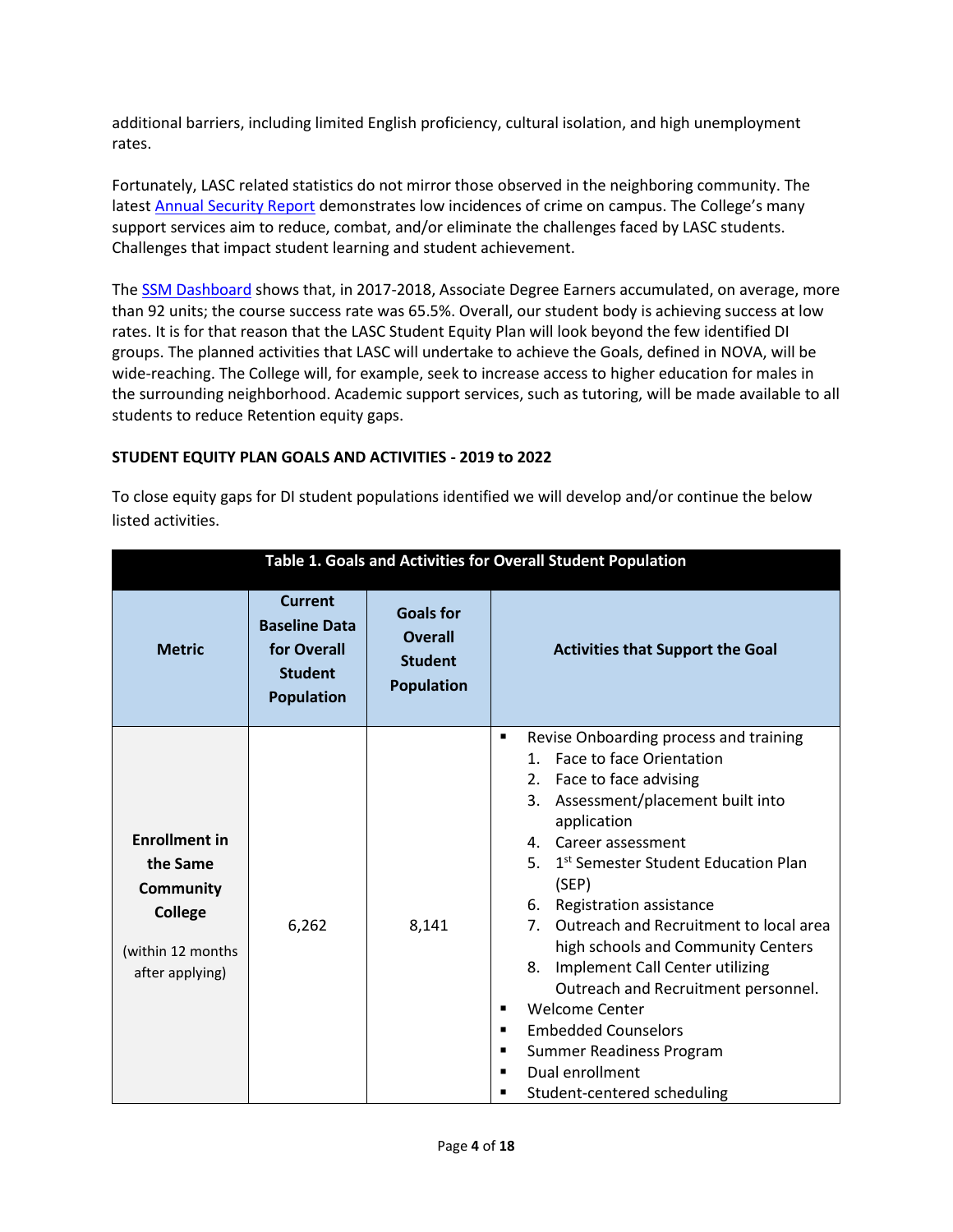additional barriers, including limited English proficiency, cultural isolation, and high unemployment rates.

Fortunately, LASC related statistics do not mirror those observed in the neighboring community. The latest Annual Security Report demonstrates low incidences of crime on campus. The College's many support services aim to reduce, combat, and/or eliminate the challenges faced by LASC students. Challenges that impact student learning and student achievement.

The SSM Dashboard shows that, in 2017-2018, Associate Degree Earners accumulated, on average, more than 92 units; the course success rate was 65.5%. Overall, our student body is achieving success at low rates. It is for that reason that the LASC Student Equity Plan will look beyond the few identified DI groups. The planned activities that LASC will undertake to achieve the Goals, defined in NOVA, will be wide-reaching. The College will, for example, seek to increase access to higher education for males in the surrounding neighborhood. Academic support services, such as tutoring, will be made available to all students to reduce Retention equity gaps.

**STUDENT EQUITY PLAN GOALS AND ACTIVITIES - 2019 to 2022**

To close equity gaps for DI student populations identified we will develop and/or continue the below listed activities.

**Table 1. Goals and Activities for Overall Student Population**

| Metric | Current Baseline Data for Overall Student Population | Goals for Overall Student Population | Activities that Support the Goal |
|---|---|---|---|
| **Enrollment in the Same Community College** (within 12 months after applying) | 6,262 | 8,141 | ▪ Revise Onboarding process and training<br>1. Face to face Orientation<br>2. Face to face advising<br>3. Assessment/placement built into application<br>4. Career assessment<br>5. 1st Semester Student Education Plan (SEP)<br>6. Registration assistance<br>7. Outreach and Recruitment to local area high schools and Community Centers<br>8. Implement Call Center utilizing Outreach and Recruitment personnel.<br>▪ Welcome Center<br>▪ Embedded Counselors<br>▪ Summer Readiness Program<br>▪ Dual enrollment<br>▪ Student-centered scheduling |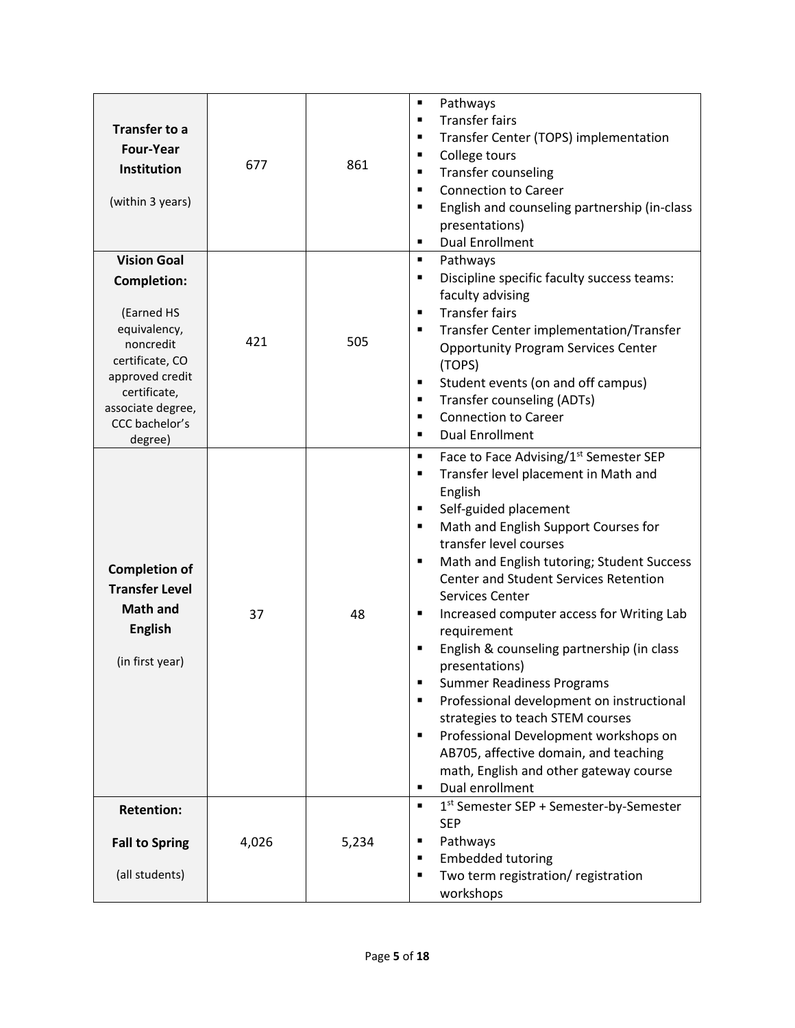| | | | |
|---|---|---|---|
| **Transfer to a Four-Year Institution**<br><br>(within 3 years) | 677 | 861 | ▪ Pathways<br>▪ Transfer fairs<br>▪ Transfer Center (TOPS) implementation<br>▪ College tours<br>▪ Transfer counseling<br>▪ Connection to Career<br>▪ English and counseling partnership (in-class presentations)<br>▪ Dual Enrollment |
| **Vision Goal Completion:**<br><br>(Earned HS equivalency, noncredit certificate, CO approved credit certificate, associate degree, CCC bachelor's degree) | 421 | 505 | ▪ Pathways<br>▪ Discipline specific faculty success teams: faculty advising<br>▪ Transfer fairs<br>▪ Transfer Center implementation/Transfer Opportunity Program Services Center (TOPS)<br>▪ Student events (on and off campus)<br>▪ Transfer counseling (ADTs)<br>▪ Connection to Career<br>▪ Dual Enrollment |
| **Completion of Transfer Level Math and English**<br><br>(in first year) | 37 | 48 | ▪ Face to Face Advising/1st Semester SEP<br>▪ Transfer level placement in Math and English<br>▪ Self-guided placement<br>▪ Math and English Support Courses for transfer level courses<br>▪ Math and English tutoring; Student Success Center and Student Services Retention Services Center<br>▪ Increased computer access for Writing Lab requirement<br>▪ English & counseling partnership (in class presentations)<br>▪ Summer Readiness Programs<br>▪ Professional development on instructional strategies to teach STEM courses<br>▪ Professional Development workshops on AB705, affective domain, and teaching math, English and other gateway course<br>▪ Dual enrollment |
| **Retention:**<br><br>**Fall to Spring**<br><br>(all students) | 4,026 | 5,234 | ▪ 1st Semester SEP + Semester-by-Semester SEP<br>▪ Pathways<br>▪ Embedded tutoring<br>▪ Two term registration/ registration workshops |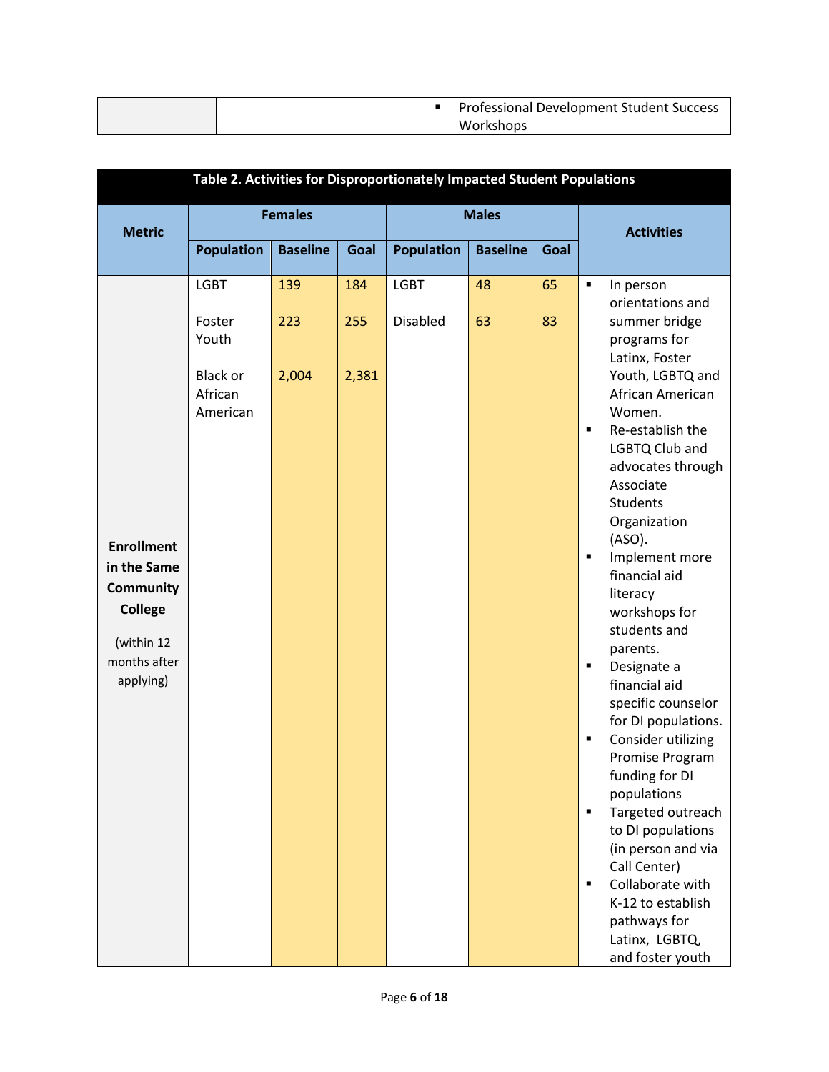| | | | |
|---|---|---|---|
| | | | ▪ Professional Development Student Success Workshops |

**Table 2. Activities for Disproportionately Impacted Student Populations**

| Metric | Females | | | Males | | | Activities |
|---|---|---|---|---|---|---|---|
| | Population | Baseline | Goal | Population | Baseline | Goal | |
| **Enrollment in the Same Community College** (within 12 months after applying) | LGBT<br><br>Foster Youth<br><br>Black or African American | 139<br><br>223<br><br>2,004 | 184<br><br>255<br><br>2,381 | LGBT<br><br>Disabled | 48<br><br>63 | 65<br><br>83 | ▪ In person orientations and summer bridge programs for Latinx, Foster Youth, LGBTQ and African American Women.<br>▪ Re-establish the LGBTQ Club and advocates through Associate Students Organization (ASO).<br>▪ Implement more financial aid literacy workshops for students and parents.<br>▪ Designate a financial aid specific counselor for DI populations.<br>▪ Consider utilizing Promise Program funding for DI populations<br>▪ Targeted outreach to DI populations (in person and via Call Center)<br>▪ Collaborate with K-12 to establish pathways for Latinx, LGBTQ, and foster youth |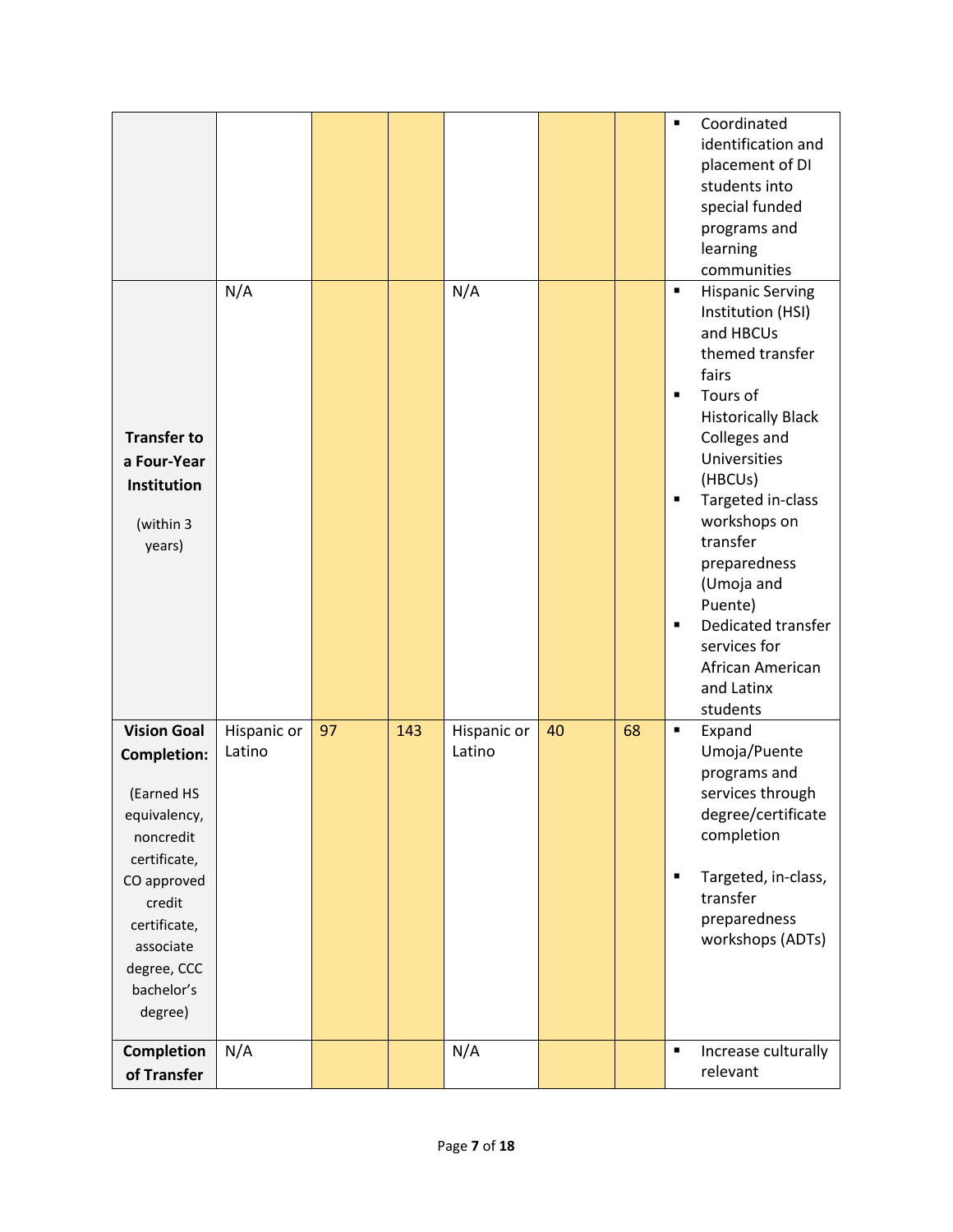| | | | | | | | |
|---|---|---|---|---|---|---|---|
| | | | | | | | ▪ Coordinated identification and placement of DI students into special funded programs and learning communities |
| **Transfer to a Four-Year Institution** (within 3 years) | N/A | | | N/A | | | ▪ Hispanic Serving Institution (HSI) and HBCUs themed transfer fairs<br>▪ Tours of Historically Black Colleges and Universities (HBCUs)<br>▪ Targeted in-class workshops on transfer preparedness (Umoja and Puente)<br>▪ Dedicated transfer services for African American and Latinx students |
| **Vision Goal Completion:** (Earned HS equivalency, noncredit certificate, CO approved credit certificate, associate degree, CCC bachelor's degree) | Hispanic or Latino | 97 | 143 | Hispanic or Latino | 40 | 68 | ▪ Expand Umoja/Puente programs and services through degree/certificate completion<br>▪ Targeted, in-class, transfer preparedness workshops (ADTs) |
| **Completion of Transfer** | N/A | | | N/A | | | ▪ Increase culturally relevant |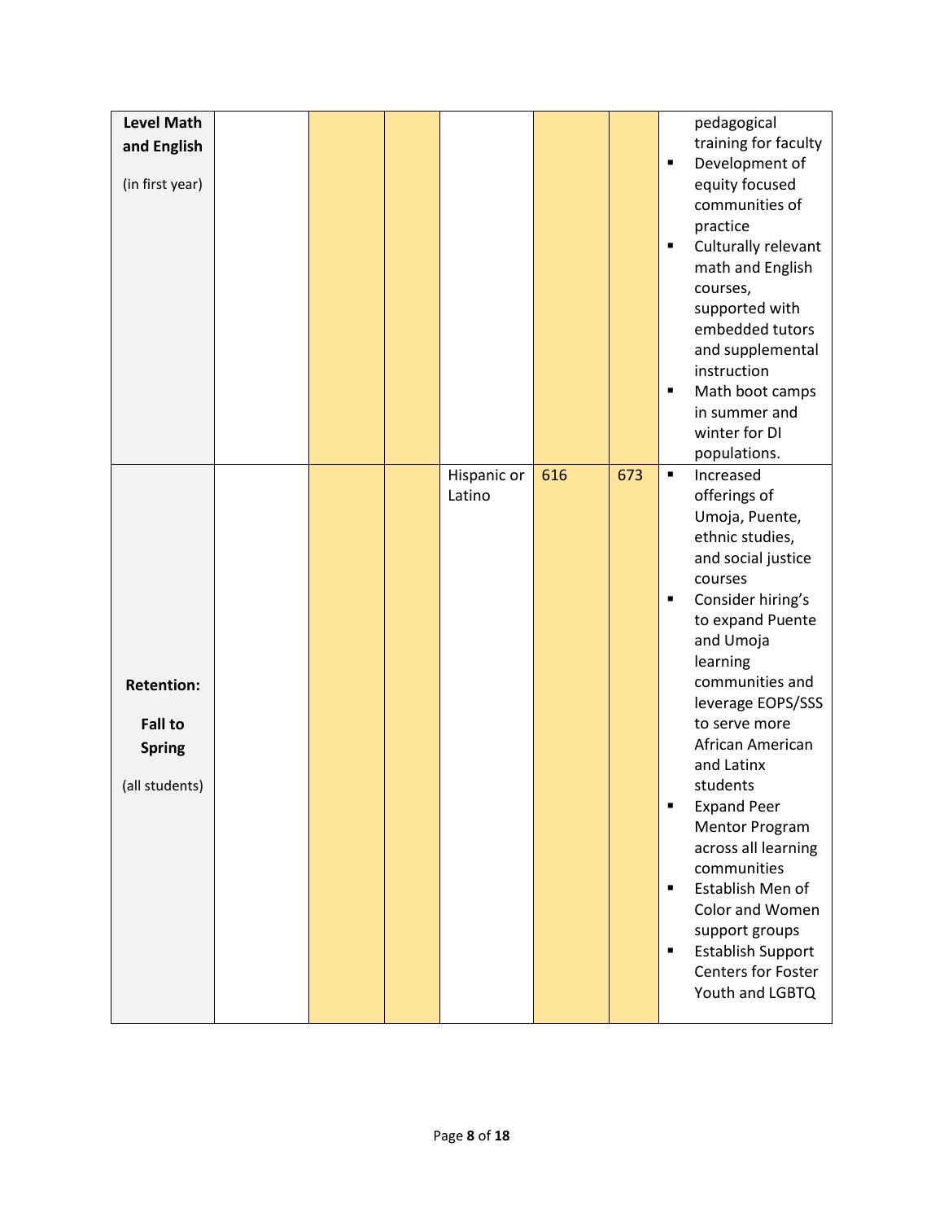| | | | | | | | |
|---|---|---|---|---|---|---|---|
| **Level Math and English** (in first year) | | | | | | | pedagogical training for faculty<br>▪ Development of equity focused communities of practice<br>▪ Culturally relevant math and English courses, supported with embedded tutors and supplemental instruction<br>▪ Math boot camps in summer and winter for DI populations. |
| **Retention: Fall to Spring** (all students) | | | | Hispanic or Latino | 616 | 673 | ▪ Increased offerings of Umoja, Puente, ethnic studies, and social justice courses<br>▪ Consider hiring's to expand Puente and Umoja learning communities and leverage EOPS/SSS to serve more African American and Latinx students<br>▪ Expand Peer Mentor Program across all learning communities<br>▪ Establish Men of Color and Women support groups<br>▪ Establish Support Centers for Foster Youth and LGBTQ |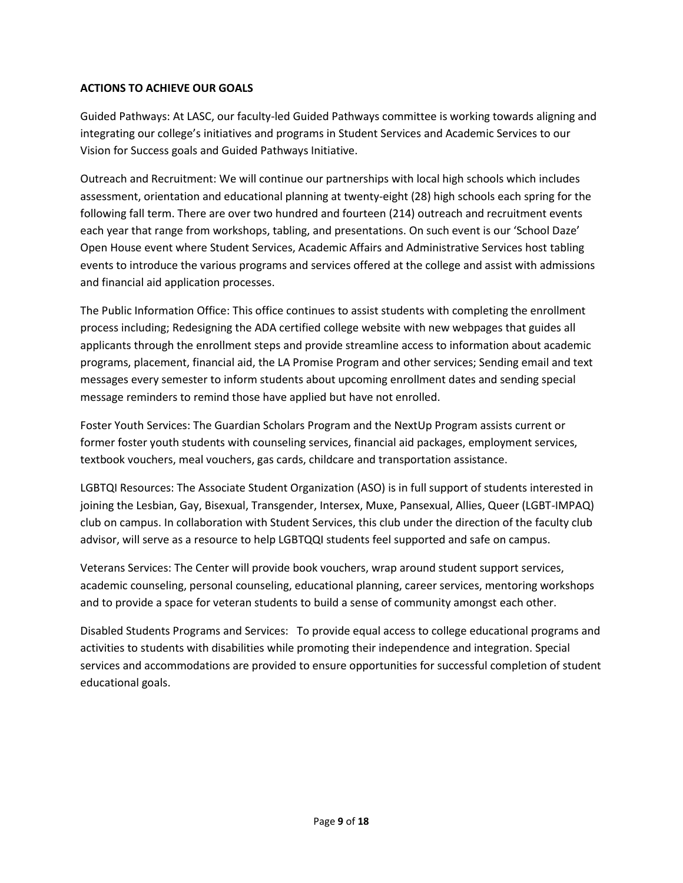**ACTIONS TO ACHIEVE OUR GOALS**

Guided Pathways: At LASC, our faculty-led Guided Pathways committee is working towards aligning and integrating our college's initiatives and programs in Student Services and Academic Services to our Vision for Success goals and Guided Pathways Initiative.

Outreach and Recruitment: We will continue our partnerships with local high schools which includes assessment, orientation and educational planning at twenty-eight (28) high schools each spring for the following fall term. There are over two hundred and fourteen (214) outreach and recruitment events each year that range from workshops, tabling, and presentations. On such event is our 'School Daze' Open House event where Student Services, Academic Affairs and Administrative Services host tabling events to introduce the various programs and services offered at the college and assist with admissions and financial aid application processes.

The Public Information Office: This office continues to assist students with completing the enrollment process including; Redesigning the ADA certified college website with new webpages that guides all applicants through the enrollment steps and provide streamline access to information about academic programs, placement, financial aid, the LA Promise Program and other services; Sending email and text messages every semester to inform students about upcoming enrollment dates and sending special message reminders to remind those have applied but have not enrolled.

Foster Youth Services: The Guardian Scholars Program and the NextUp Program assists current or former foster youth students with counseling services, financial aid packages, employment services, textbook vouchers, meal vouchers, gas cards, childcare and transportation assistance.

LGBTQI Resources: The Associate Student Organization (ASO) is in full support of students interested in joining the Lesbian, Gay, Bisexual, Transgender, Intersex, Muxe, Pansexual, Allies, Queer (LGBT-IMPAQ) club on campus. In collaboration with Student Services, this club under the direction of the faculty club advisor, will serve as a resource to help LGBTQQI students feel supported and safe on campus.

Veterans Services: The Center will provide book vouchers, wrap around student support services, academic counseling, personal counseling, educational planning, career services, mentoring workshops and to provide a space for veteran students to build a sense of community amongst each other.

Disabled Students Programs and Services: To provide equal access to college educational programs and activities to students with disabilities while promoting their independence and integration. Special services and accommodations are provided to ensure opportunities for successful completion of student educational goals.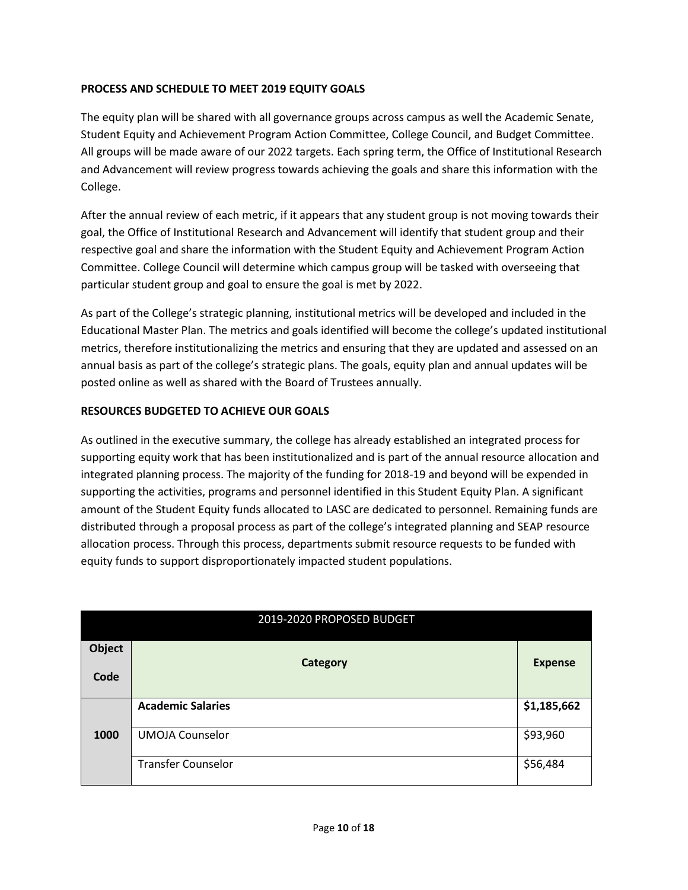**PROCESS AND SCHEDULE TO MEET 2019 EQUITY GOALS**

The equity plan will be shared with all governance groups across campus as well the Academic Senate, Student Equity and Achievement Program Action Committee, College Council, and Budget Committee. All groups will be made aware of our 2022 targets. Each spring term, the Office of Institutional Research and Advancement will review progress towards achieving the goals and share this information with the College.

After the annual review of each metric, if it appears that any student group is not moving towards their goal, the Office of Institutional Research and Advancement will identify that student group and their respective goal and share the information with the Student Equity and Achievement Program Action Committee. College Council will determine which campus group will be tasked with overseeing that particular student group and goal to ensure the goal is met by 2022.

As part of the College's strategic planning, institutional metrics will be developed and included in the Educational Master Plan. The metrics and goals identified will become the college's updated institutional metrics, therefore institutionalizing the metrics and ensuring that they are updated and assessed on an annual basis as part of the college's strategic plans. The goals, equity plan and annual updates will be posted online as well as shared with the Board of Trustees annually.

**RESOURCES BUDGETED TO ACHIEVE OUR GOALS**

As outlined in the executive summary, the college has already established an integrated process for supporting equity work that has been institutionalized and is part of the annual resource allocation and integrated planning process. The majority of the funding for 2018-19 and beyond will be expended in supporting the activities, programs and personnel identified in this Student Equity Plan. A significant amount of the Student Equity funds allocated to LASC are dedicated to personnel. Remaining funds are distributed through a proposal process as part of the college's integrated planning and SEAP resource allocation process. Through this process, departments submit resource requests to be funded with equity funds to support disproportionately impacted student populations.

| 2019-2020 PROPOSED BUDGET | | |
|---|---|---|
| **Object Code** | **Category** | **Expense** |
| **1000** | **Academic Salaries** | **$1,185,662** |
| | UMOJA Counselor | $93,960 |
| | Transfer Counselor | $56,484 |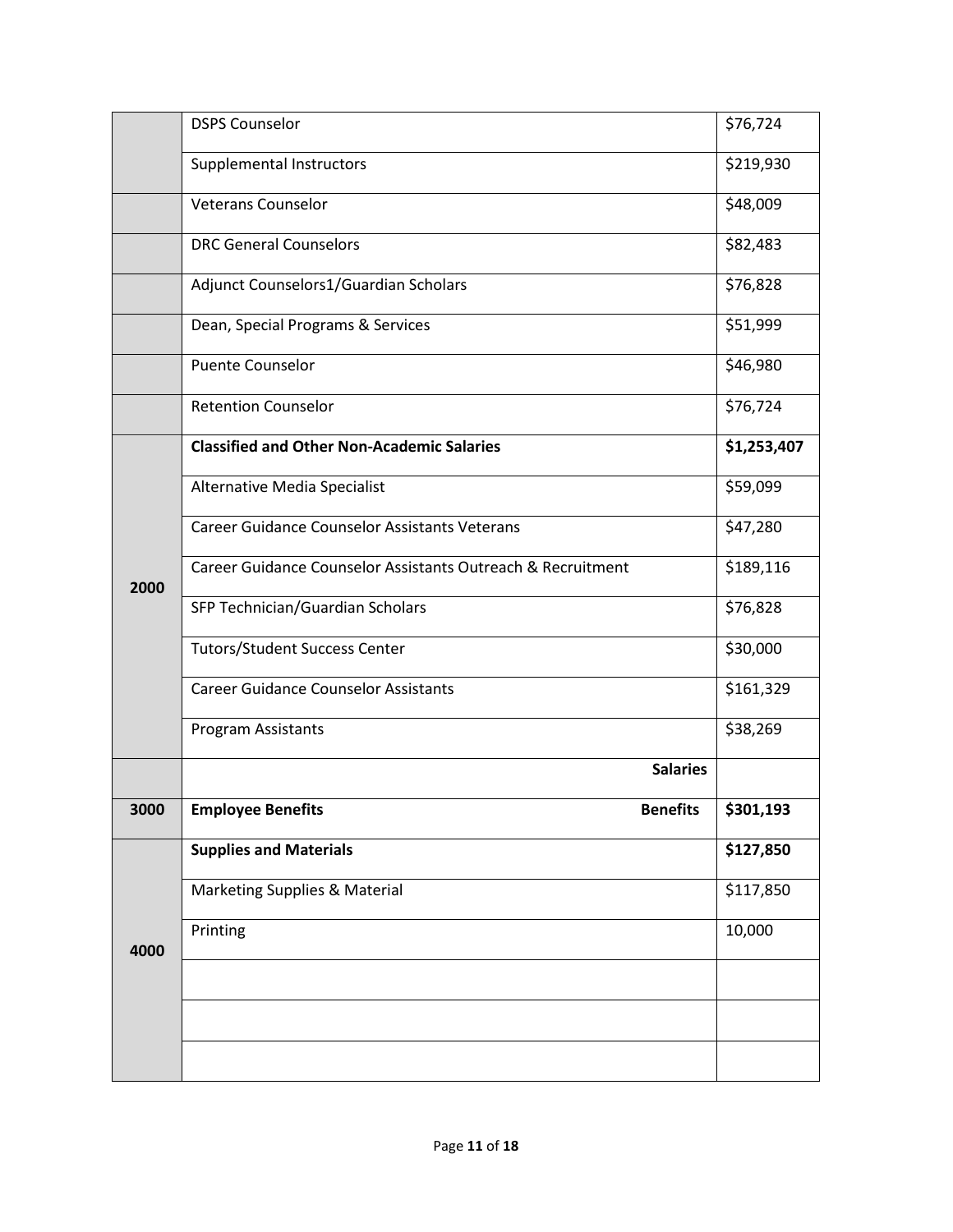| | | |
|---|---|---|
| | DSPS Counselor | $76,724 |
| | Supplemental Instructors | $219,930 |
| | Veterans Counselor | $48,009 |
| | DRC General Counselors | $82,483 |
| | Adjunct Counselors1/Guardian Scholars | $76,828 |
| | Dean, Special Programs & Services | $51,999 |
| | Puente Counselor | $46,980 |
| | Retention Counselor | $76,724 |
| 2000 | **Classified and Other Non-Academic Salaries** | **$1,253,407** |
| | Alternative Media Specialist | $59,099 |
| | Career Guidance Counselor Assistants Veterans | $47,280 |
| | Career Guidance Counselor Assistants Outreach & Recruitment | $189,116 |
| | SFP Technician/Guardian Scholars | $76,828 |
| | Tutors/Student Success Center | $30,000 |
| | Career Guidance Counselor Assistants | $161,329 |
| | Program Assistants | $38,269 |
| | **Salaries** | |
| **3000** | **Employee Benefits** **Benefits** | **$301,193** |
| 4000 | **Supplies and Materials** | **$127,850** |
| | Marketing Supplies & Material | $117,850 |
| | Printing | 10,000 |
| | | |
| | | |
| | | |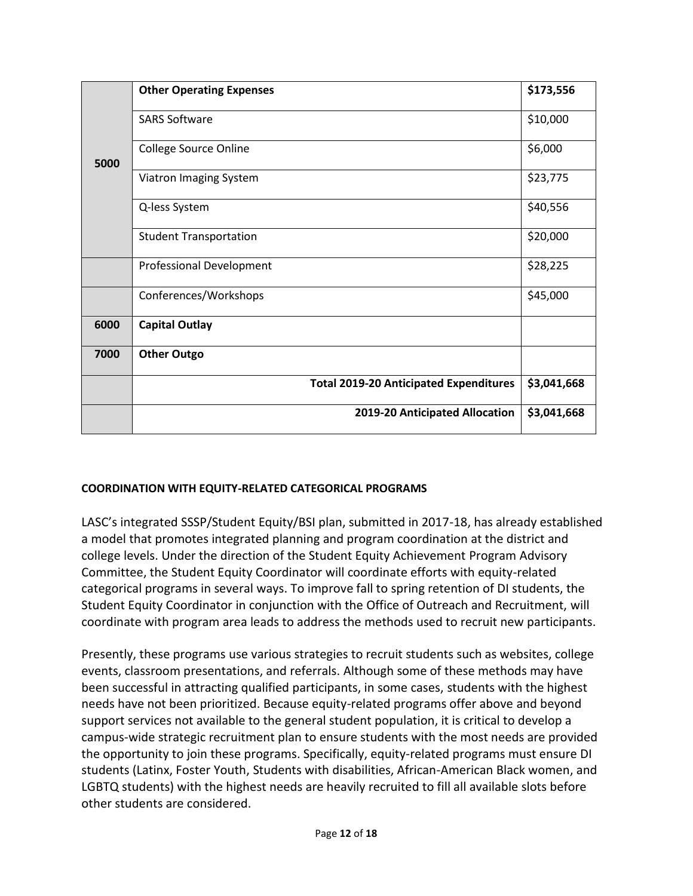| | | |
|---|---|---|
| 5000 | **Other Operating Expenses** | **$173,556** |
| | SARS Software | $10,000 |
| | College Source Online | $6,000 |
| | Viatron Imaging System | $23,775 |
| | Q-less System | $40,556 |
| | Student Transportation | $20,000 |
| | Professional Development | $28,225 |
| | Conferences/Workshops | $45,000 |
| 6000 | **Capital Outlay** | |
| 7000 | **Other Outgo** | |
| | **Total 2019-20 Anticipated Expenditures** | **$3,041,668** |
| | **2019-20 Anticipated Allocation** | **$3,041,668** |

**COORDINATION WITH EQUITY-RELATED CATEGORICAL PROGRAMS**

LASC's integrated SSSP/Student Equity/BSI plan, submitted in 2017-18, has already established a model that promotes integrated planning and program coordination at the district and college levels. Under the direction of the Student Equity Achievement Program Advisory Committee, the Student Equity Coordinator will coordinate efforts with equity-related categorical programs in several ways. To improve fall to spring retention of DI students, the Student Equity Coordinator in conjunction with the Office of Outreach and Recruitment, will coordinate with program area leads to address the methods used to recruit new participants.

Presently, these programs use various strategies to recruit students such as websites, college events, classroom presentations, and referrals. Although some of these methods may have been successful in attracting qualified participants, in some cases, students with the highest needs have not been prioritized. Because equity-related programs offer above and beyond support services not available to the general student population, it is critical to develop a campus-wide strategic recruitment plan to ensure students with the most needs are provided the opportunity to join these programs. Specifically, equity-related programs must ensure DI students (Latinx, Foster Youth, Students with disabilities, African-American Black women, and LGBTQ students) with the highest needs are heavily recruited to fill all available slots before other students are considered.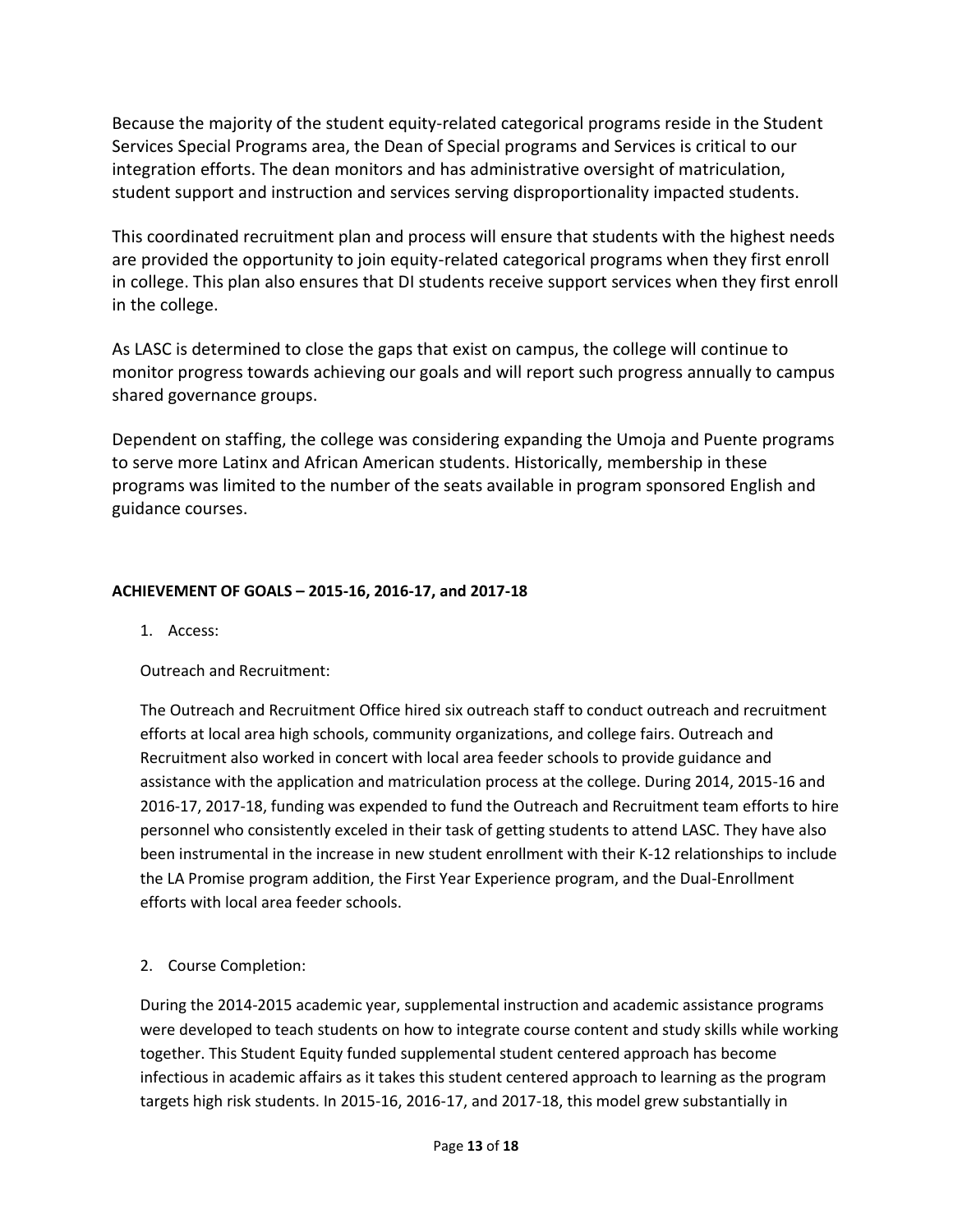Because the majority of the student equity-related categorical programs reside in the Student Services Special Programs area, the Dean of Special programs and Services is critical to our integration efforts. The dean monitors and has administrative oversight of matriculation, student support and instruction and services serving disproportionality impacted students.

This coordinated recruitment plan and process will ensure that students with the highest needs are provided the opportunity to join equity-related categorical programs when they first enroll in college. This plan also ensures that DI students receive support services when they first enroll in the college.

As LASC is determined to close the gaps that exist on campus, the college will continue to monitor progress towards achieving our goals and will report such progress annually to campus shared governance groups.

Dependent on staffing, the college was considering expanding the Umoja and Puente programs to serve more Latinx and African American students. Historically, membership in these programs was limited to the number of the seats available in program sponsored English and guidance courses.

**ACHIEVEMENT OF GOALS – 2015-16, 2016-17, and 2017-18**

1. Access:

   Outreach and Recruitment:

   The Outreach and Recruitment Office hired six outreach staff to conduct outreach and recruitment efforts at local area high schools, community organizations, and college fairs. Outreach and Recruitment also worked in concert with local area feeder schools to provide guidance and assistance with the application and matriculation process at the college. During 2014, 2015-16 and 2016-17, 2017-18, funding was expended to fund the Outreach and Recruitment team efforts to hire personnel who consistently exceled in their task of getting students to attend LASC. They have also been instrumental in the increase in new student enrollment with their K-12 relationships to include the LA Promise program addition, the First Year Experience program, and the Dual-Enrollment efforts with local area feeder schools.

2. Course Completion:

   During the 2014-2015 academic year, supplemental instruction and academic assistance programs were developed to teach students on how to integrate course content and study skills while working together. This Student Equity funded supplemental student centered approach has become infectious in academic affairs as it takes this student centered approach to learning as the program targets high risk students. In 2015-16, 2016-17, and 2017-18, this model grew substantially in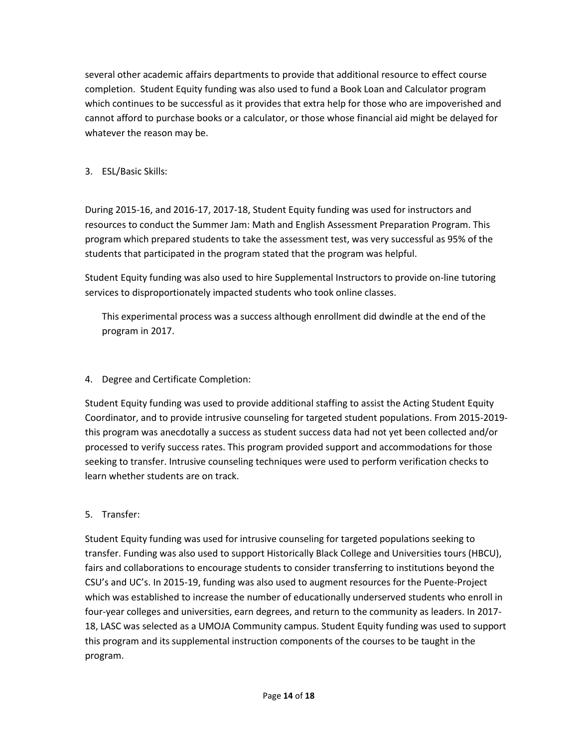several other academic affairs departments to provide that additional resource to effect course completion. Student Equity funding was also used to fund a Book Loan and Calculator program which continues to be successful as it provides that extra help for those who are impoverished and cannot afford to purchase books or a calculator, or those whose financial aid might be delayed for whatever the reason may be.

3. ESL/Basic Skills:

During 2015-16, and 2016-17, 2017-18, Student Equity funding was used for instructors and resources to conduct the Summer Jam: Math and English Assessment Preparation Program. This program which prepared students to take the assessment test, was very successful as 95% of the students that participated in the program stated that the program was helpful.

Student Equity funding was also used to hire Supplemental Instructors to provide on-line tutoring services to disproportionately impacted students who took online classes.

This experimental process was a success although enrollment did dwindle at the end of the program in 2017.

4. Degree and Certificate Completion:

Student Equity funding was used to provide additional staffing to assist the Acting Student Equity Coordinator, and to provide intrusive counseling for targeted student populations. From 2015-2019- this program was anecdotally a success as student success data had not yet been collected and/or processed to verify success rates. This program provided support and accommodations for those seeking to transfer. Intrusive counseling techniques were used to perform verification checks to learn whether students are on track.

5. Transfer:

Student Equity funding was used for intrusive counseling for targeted populations seeking to transfer. Funding was also used to support Historically Black College and Universities tours (HBCU), fairs and collaborations to encourage students to consider transferring to institutions beyond the CSU's and UC's. In 2015-19, funding was also used to augment resources for the Puente-Project which was established to increase the number of educationally underserved students who enroll in four-year colleges and universities, earn degrees, and return to the community as leaders. In 2017-18, LASC was selected as a UMOJA Community campus. Student Equity funding was used to support this program and its supplemental instruction components of the courses to be taught in the program.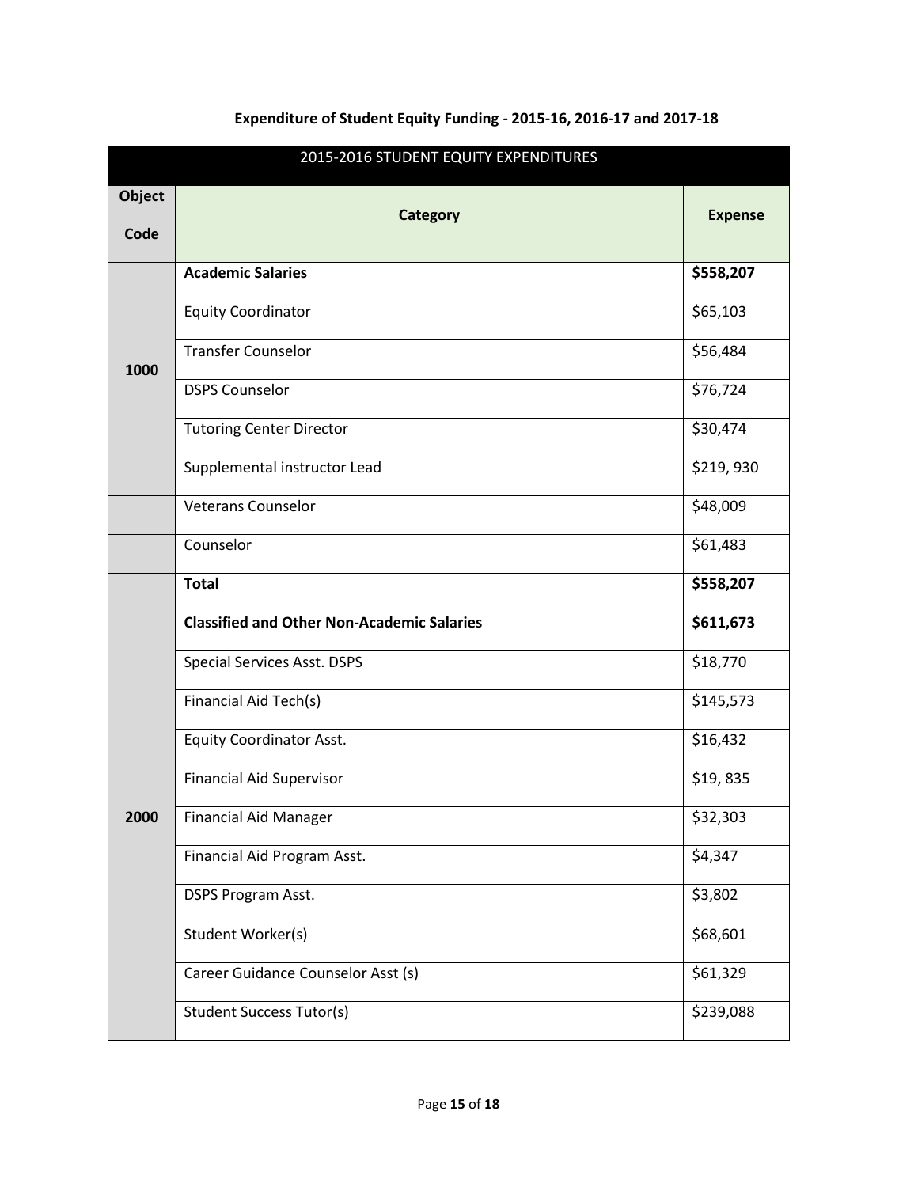**Expenditure of Student Equity Funding - 2015-16, 2016-17 and 2017-18**

| 2015-2016 STUDENT EQUITY EXPENDITURES | | |
|---|---|---|
| **Object Code** | **Category** | **Expense** |
| 1000 | **Academic Salaries** | **$558,207** |
| | Equity Coordinator | $65,103 |
| | Transfer Counselor | $56,484 |
| | DSPS Counselor | $76,724 |
| | Tutoring Center Director | $30,474 |
| | Supplemental instructor Lead | $219, 930 |
| | Veterans Counselor | $48,009 |
| | Counselor | $61,483 |
| | **Total** | **$558,207** |
| 2000 | **Classified and Other Non-Academic Salaries** | **$611,673** |
| | Special Services Asst. DSPS | $18,770 |
| | Financial Aid Tech(s) | $145,573 |
| | Equity Coordinator Asst. | $16,432 |
| | Financial Aid Supervisor | $19, 835 |
| | Financial Aid Manager | $32,303 |
| | Financial Aid Program Asst. | $4,347 |
| | DSPS Program Asst. | $3,802 |
| | Student Worker(s) | $68,601 |
| | Career Guidance Counselor Asst (s) | $61,329 |
| | Student Success Tutor(s) | $239,088 |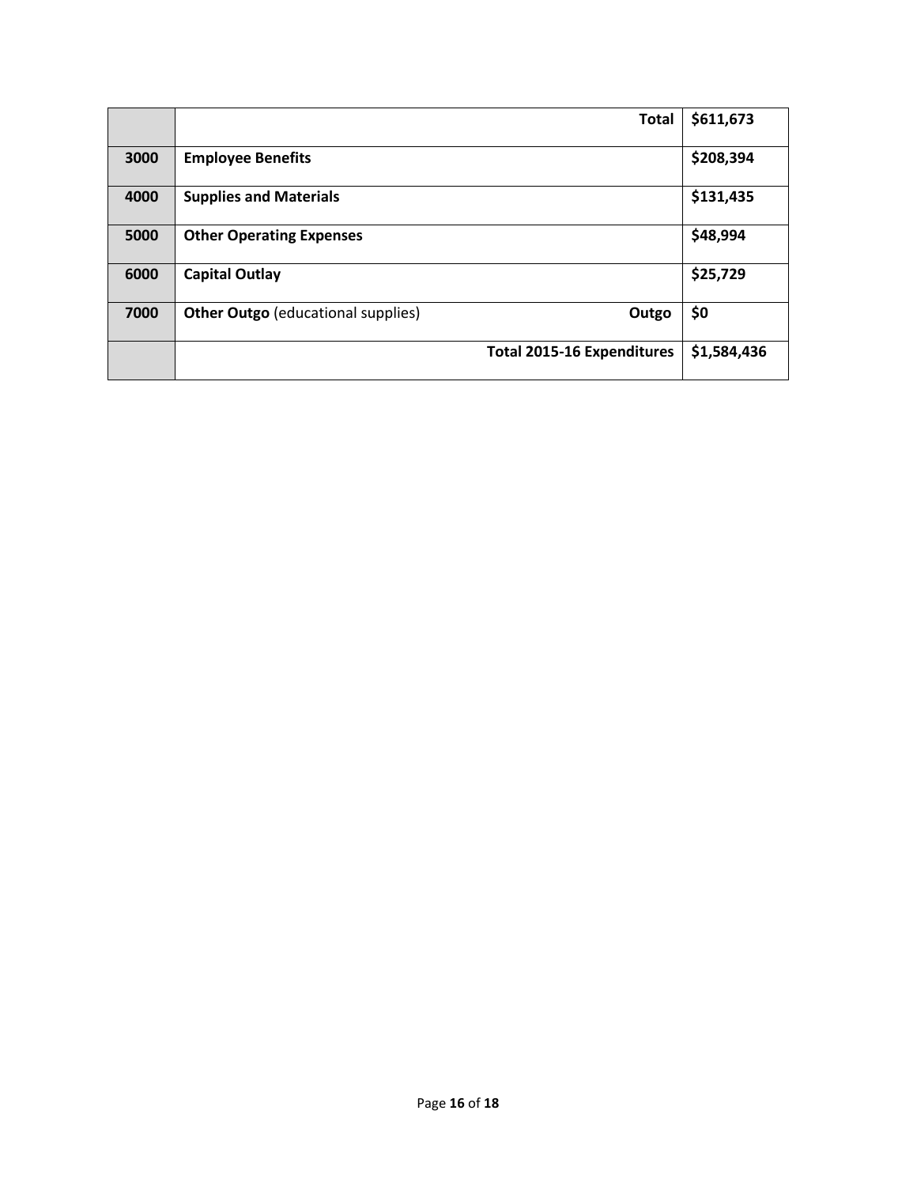| | | |
|---|---|---|
| | **Total** | **$611,673** |
| **3000** | **Employee Benefits** | **$208,394** |
| **4000** | **Supplies and Materials** | **$131,435** |
| **5000** | **Other Operating Expenses** | **$48,994** |
| **6000** | **Capital Outlay** | **$25,729** |
| **7000** | **Other Outgo** (educational supplies) **Outgo** | **$0** |
| | **Total 2015-16 Expenditures** | **$1,584,436** |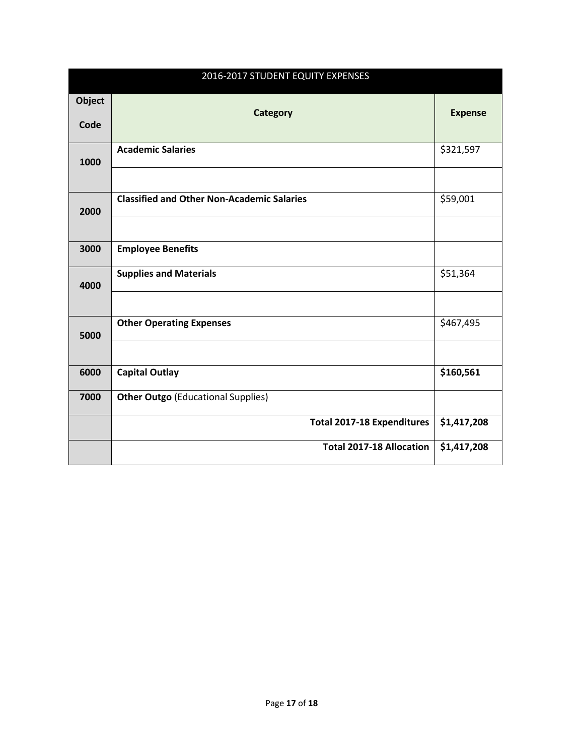| 2016-2017 STUDENT EQUITY EXPENSES | | |
|---|---|---|
| **Object Code** | **Category** | **Expense** |
| **1000** | **Academic Salaries** | $321,597 |
| | | |
| **2000** | **Classified and Other Non-Academic Salaries** | $59,001 |
| | | |
| **3000** | **Employee Benefits** | |
| **4000** | **Supplies and Materials** | $51,364 |
| | | |
| **5000** | **Other Operating Expenses** | $467,495 |
| | | |
| **6000** | **Capital Outlay** | **$160,561** |
| **7000** | **Other Outgo** (Educational Supplies) | |
| | **Total 2017-18 Expenditures** | **$1,417,208** |
| | **Total 2017-18 Allocation** | **$1,417,208** |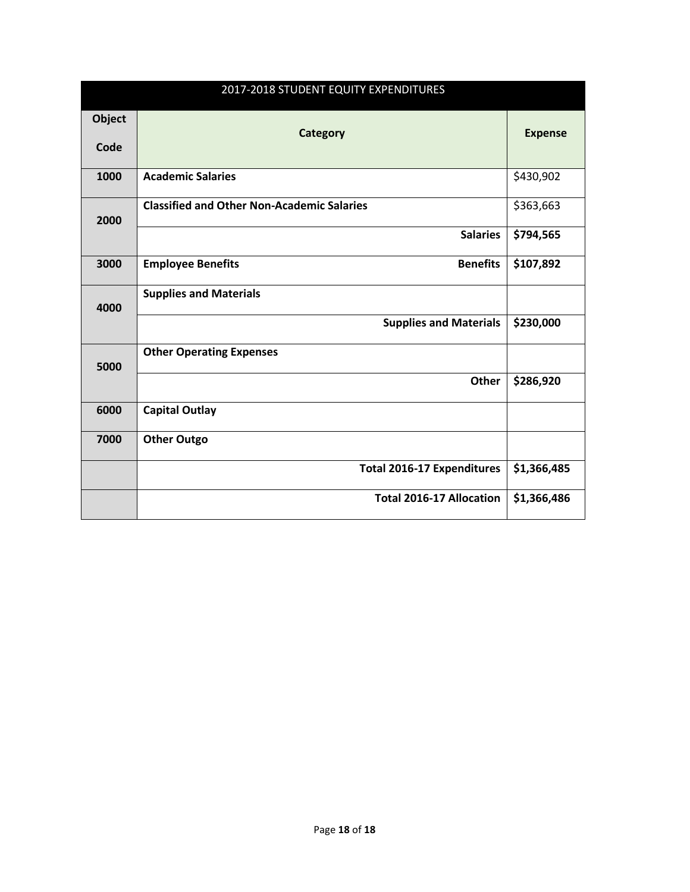| 2017-2018 STUDENT EQUITY EXPENDITURES | | |
|---|---|---|
| **Object Code** | **Category** | **Expense** |
| **1000** | **Academic Salaries** | $430,902 |
| **2000** | **Classified and Other Non-Academic Salaries** | $363,663 |
| | **Salaries** | **$794,565** |
| **3000** | **Employee Benefits** **Benefits** | **$107,892** |
| **4000** | **Supplies and Materials** | |
| | **Supplies and Materials** | **$230,000** |
| **5000** | **Other Operating Expenses** | |
| | **Other** | **$286,920** |
| **6000** | **Capital Outlay** | |
| **7000** | **Other Outgo** | |
| | **Total 2016-17 Expenditures** | **$1,366,485** |
| | **Total 2016-17 Allocation** | **$1,366,486** |